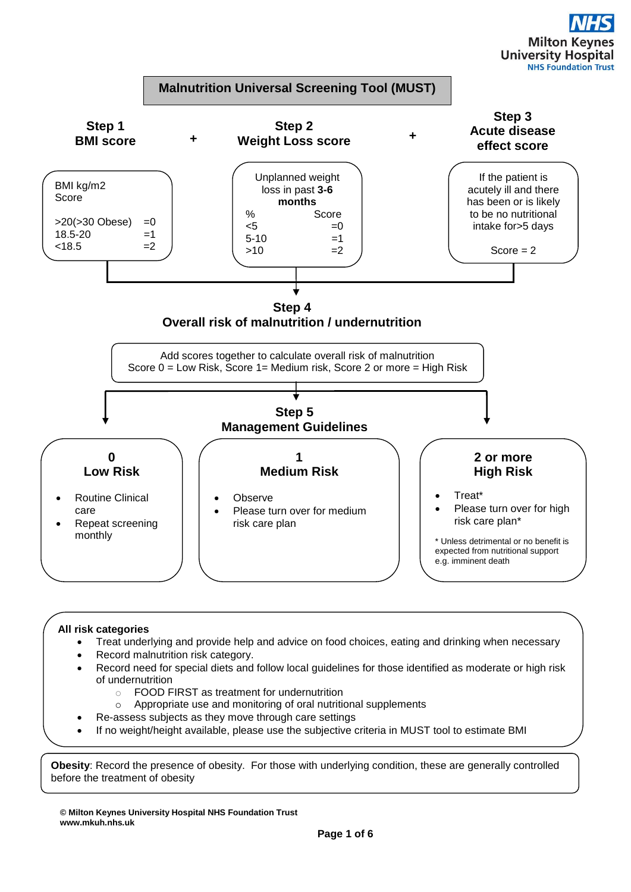Milton Keynes University Hospital
NHS Foundation Trust

# Malnutrition Universal Screening Tool (MUST)

## Step 1 – BMI score

BMI kg/m2

| Score | |
|---|---|
| >20(>30 Obese) | =0 |
| 18.5-20 | =1 |
| <18.5 | =2 |

+

## Step 2 – Weight Loss score

Unplanned weight loss in past **3-6 months**

| % | Score |
|---|---|
| <5 | =0 |
| 5-10 | =1 |
| >10 | =2 |

+

## Step 3 – Acute disease effect score

If the patient is acutely ill and there has been or is likely to be no nutritional intake for >5 days

Score = 2

## Step 4 – Overall risk of malnutrition / undernutrition

Add scores together to calculate overall risk of malnutrition
Score 0 = Low Risk, Score 1= Medium risk, Score 2 or more = High Risk

## Step 5 – Management Guidelines

### 0 – Low Risk

- Routine Clinical care
- Repeat screening monthly

### 1 – Medium Risk

- Observe
- Please turn over for medium risk care plan

### 2 or more – High Risk

- Treat*
- Please turn over for high risk care plan*

\* Unless detrimental or no benefit is expected from nutritional support e.g. imminent death

**All risk categories**

- Treat underlying and provide help and advice on food choices, eating and drinking when necessary
- Record malnutrition risk category.
- Record need for special diets and follow local guidelines for those identified as moderate or high risk of undernutrition
  - FOOD FIRST as treatment for undernutrition
  - Appropriate use and monitoring of oral nutritional supplements
- Re-assess subjects as they move through care settings
- If no weight/height available, please use the subjective criteria in MUST tool to estimate BMI

**Obesity**: Record the presence of obesity. For those with underlying condition, these are generally controlled before the treatment of obesity

**© Milton Keynes University Hospital NHS Foundation Trust**
**www.mkuh.nhs.uk**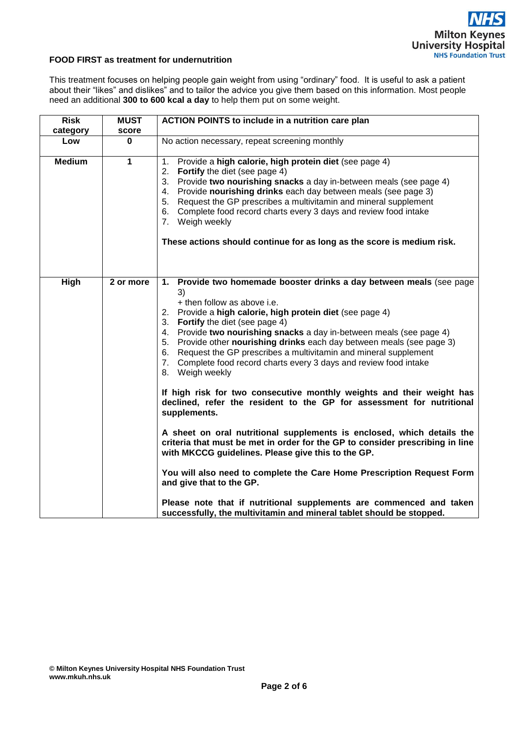**FOOD FIRST as treatment for undernutrition**

This treatment focuses on helping people gain weight from using "ordinary" food. It is useful to ask a patient about their "likes" and dislikes" and to tailor the advice you give them based on this information. Most people need an additional **300 to 600 kcal a day** to help them put on some weight.

| Risk category | MUST score | ACTION POINTS to include in a nutrition care plan |
|---|---|---|
| **Low** | **0** | No action necessary, repeat screening monthly |
| **Medium** | **1** | 1. Provide a **high calorie, high protein diet** (see page 4)<br>2. **Fortify** the diet (see page 4)<br>3. Provide **two nourishing snacks** a day in-between meals (see page 4)<br>4. Provide **nourishing drinks** each day between meals (see page 3)<br>5. Request the GP prescribes a multivitamin and mineral supplement<br>6. Complete food record charts every 3 days and review food intake<br>7. Weigh weekly<br><br>**These actions should continue for as long as the score is medium risk.** |
| **High** | **2 or more** | 1. **Provide two homemade booster drinks a day between meals** (see page 3)<br>+ then follow as above i.e.<br>2. Provide a **high calorie, high protein diet** (see page 4)<br>3. **Fortify** the diet (see page 4)<br>4. Provide **two nourishing snacks** a day in-between meals (see page 4)<br>5. Provide other **nourishing drinks** each day between meals (see page 3)<br>6. Request the GP prescribes a multivitamin and mineral supplement<br>7. Complete food record charts every 3 days and review food intake<br>8. Weigh weekly<br><br>**If high risk for two consecutive monthly weights and their weight has declined, refer the resident to the GP for assessment for nutritional supplements.**<br><br>**A sheet on oral nutritional supplements is enclosed, which details the criteria that must be met in order for the GP to consider prescribing in line with MKCCG guidelines. Please give this to the GP.**<br><br>**You will also need to complete the Care Home Prescription Request Form and give that to the GP.**<br><br>**Please note that if nutritional supplements are commenced and taken successfully, the multivitamin and mineral tablet should be stopped.** |

**© Milton Keynes University Hospital NHS Foundation Trust**
**www.mkuh.nhs.uk**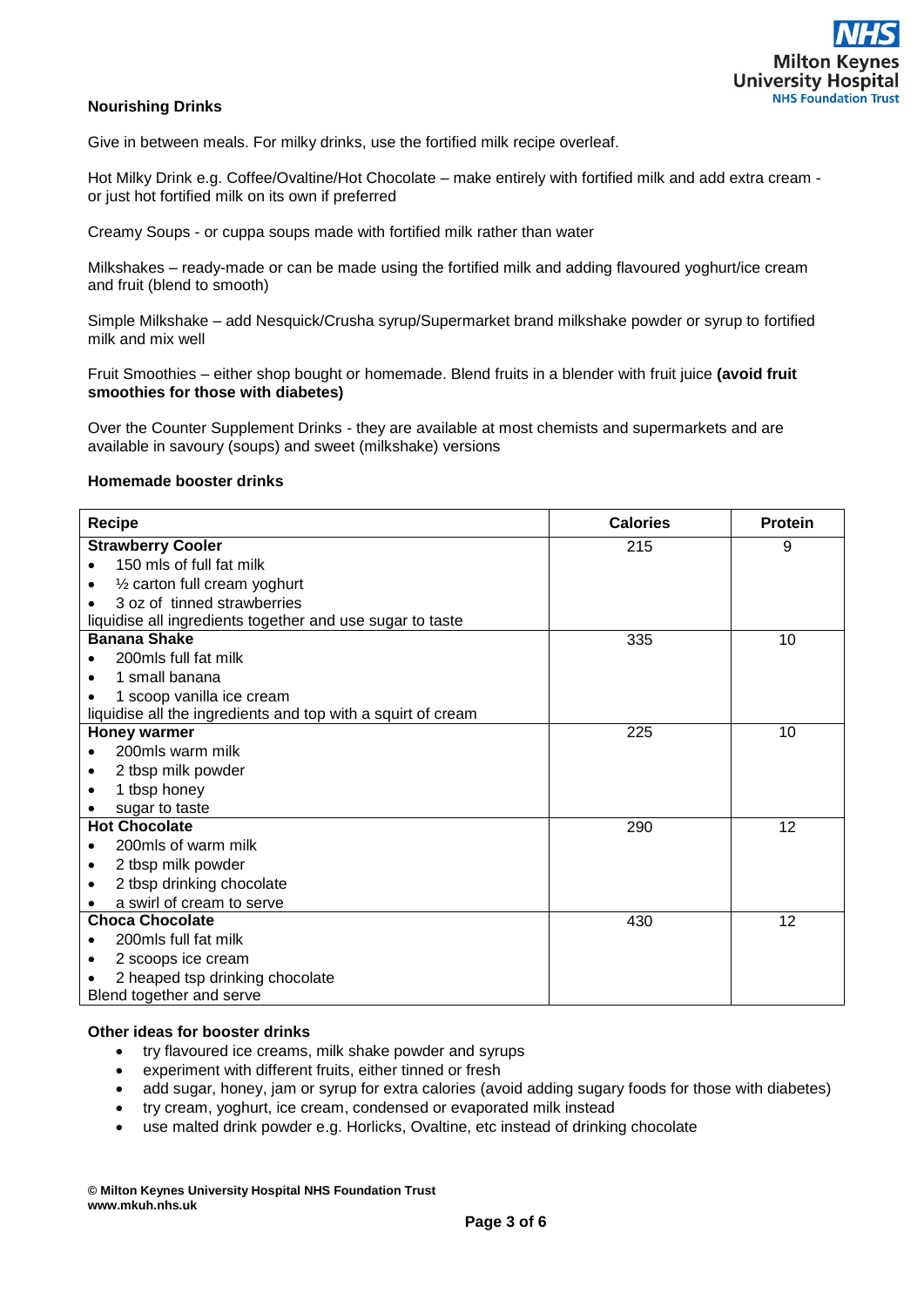## Nourishing Drinks

Give in between meals. For milky drinks, use the fortified milk recipe overleaf.

Hot Milky Drink e.g. Coffee/Ovaltine/Hot Chocolate – make entirely with fortified milk and add extra cream - or just hot fortified milk on its own if preferred

Creamy Soups - or cuppa soups made with fortified milk rather than water

Milkshakes – ready-made or can be made using the fortified milk and adding flavoured yoghurt/ice cream and fruit (blend to smooth)

Simple Milkshake – add Nesquick/Crusha syrup/Supermarket brand milkshake powder or syrup to fortified milk and mix well

Fruit Smoothies – either shop bought or homemade. Blend fruits in a blender with fruit juice **(avoid fruit smoothies for those with diabetes)**

Over the Counter Supplement Drinks - they are available at most chemists and supermarkets and are available in savoury (soups) and sweet (milkshake) versions

### Homemade booster drinks

| Recipe | Calories | Protein |
|---|---|---|
| **Strawberry Cooler**<br>• 150 mls of full fat milk<br>• ½ carton full cream yoghurt<br>• 3 oz of tinned strawberries<br>liquidise all ingredients together and use sugar to taste | 215 | 9 |
| **Banana Shake**<br>• 200mls full fat milk<br>• 1 small banana<br>• 1 scoop vanilla ice cream<br>liquidise all the ingredients and top with a squirt of cream | 335 | 10 |
| **Honey warmer**<br>• 200mls warm milk<br>• 2 tbsp milk powder<br>• 1 tbsp honey<br>• sugar to taste | 225 | 10 |
| **Hot Chocolate**<br>• 200mls of warm milk<br>• 2 tbsp milk powder<br>• 2 tbsp drinking chocolate<br>• a swirl of cream to serve | 290 | 12 |
| **Choca Chocolate**<br>• 200mls full fat milk<br>• 2 scoops ice cream<br>• 2 heaped tsp drinking chocolate<br>Blend together and serve | 430 | 12 |

### Other ideas for booster drinks

- try flavoured ice creams, milk shake powder and syrups
- experiment with different fruits, either tinned or fresh
- add sugar, honey, jam or syrup for extra calories (avoid adding sugary foods for those with diabetes)
- try cream, yoghurt, ice cream, condensed or evaporated milk instead
- use malted drink powder e.g. Horlicks, Ovaltine, etc instead of drinking chocolate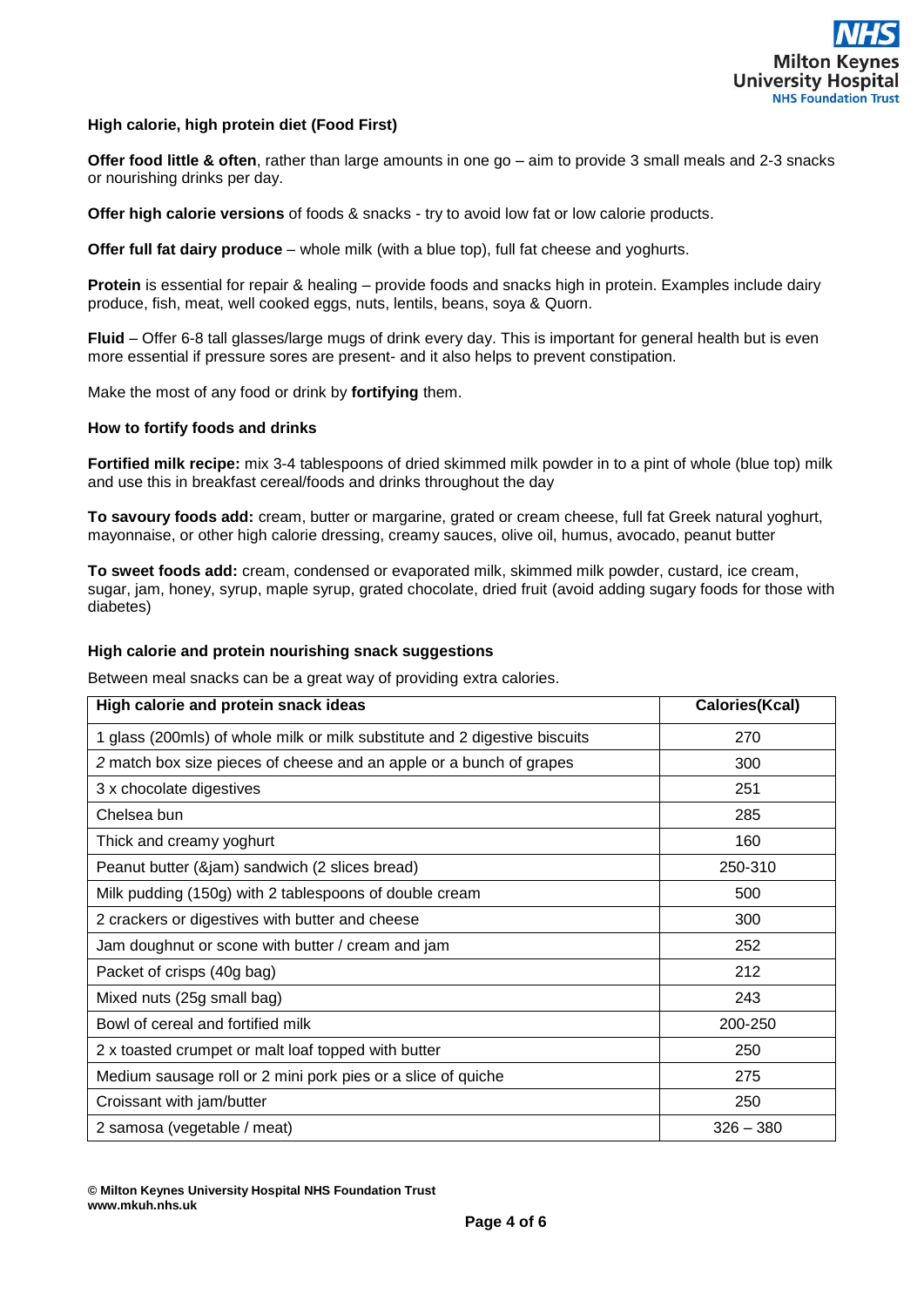**High calorie, high protein diet (Food First)**

**Offer food little & often**, rather than large amounts in one go – aim to provide 3 small meals and 2-3 snacks or nourishing drinks per day.

**Offer high calorie versions** of foods & snacks - try to avoid low fat or low calorie products.

**Offer full fat dairy produce** – whole milk (with a blue top), full fat cheese and yoghurts.

**Protein** is essential for repair & healing – provide foods and snacks high in protein. Examples include dairy produce, fish, meat, well cooked eggs, nuts, lentils, beans, soya & Quorn.

**Fluid** – Offer 6-8 tall glasses/large mugs of drink every day. This is important for general health but is even more essential if pressure sores are present- and it also helps to prevent constipation.

Make the most of any food or drink by **fortifying** them.

**How to fortify foods and drinks**

**Fortified milk recipe:** mix 3-4 tablespoons of dried skimmed milk powder in to a pint of whole (blue top) milk and use this in breakfast cereal/foods and drinks throughout the day

**To savoury foods add:** cream, butter or margarine, grated or cream cheese, full fat Greek natural yoghurt, mayonnaise, or other high calorie dressing, creamy sauces, olive oil, humus, avocado, peanut butter

**To sweet foods add:** cream, condensed or evaporated milk, skimmed milk powder, custard, ice cream, sugar, jam, honey, syrup, maple syrup, grated chocolate, dried fruit (avoid adding sugary foods for those with diabetes)

**High calorie and protein nourishing snack suggestions**

Between meal snacks can be a great way of providing extra calories.

| High calorie and protein snack ideas | Calories(Kcal) |
|---|---|
| 1 glass (200mls) of whole milk or milk substitute and 2 digestive biscuits | 270 |
| *2* match box size pieces of cheese and an apple or a bunch of grapes | 300 |
| 3 x chocolate digestives | 251 |
| Chelsea bun | 285 |
| Thick and creamy yoghurt | 160 |
| Peanut butter (&jam) sandwich (2 slices bread) | 250-310 |
| Milk pudding (150g) with 2 tablespoons of double cream | 500 |
| 2 crackers or digestives with butter and cheese | 300 |
| Jam doughnut or scone with butter / cream and jam | 252 |
| Packet of crisps (40g bag) | 212 |
| Mixed nuts (25g small bag) | 243 |
| Bowl of cereal and fortified milk | 200-250 |
| 2 x toasted crumpet or malt loaf topped with butter | 250 |
| Medium sausage roll or 2 mini pork pies or a slice of quiche | 275 |
| Croissant with jam/butter | 250 |
| 2 samosa (vegetable / meat) | 326 – 380 |

**© Milton Keynes University Hospital NHS Foundation Trust**
**www.mkuh.nhs.uk**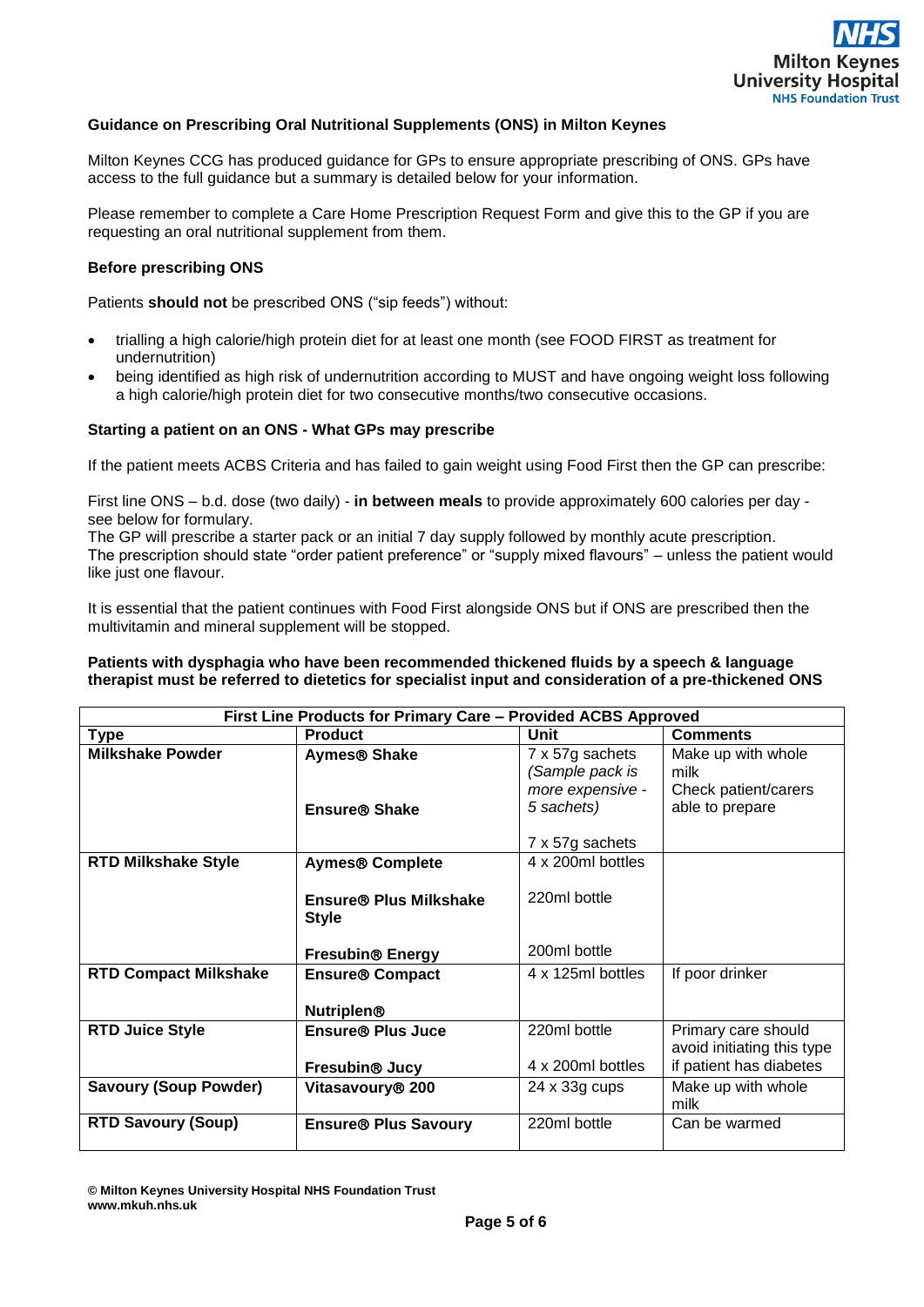**Guidance on Prescribing Oral Nutritional Supplements (ONS) in Milton Keynes**

Milton Keynes CCG has produced guidance for GPs to ensure appropriate prescribing of ONS. GPs have access to the full guidance but a summary is detailed below for your information.

Please remember to complete a Care Home Prescription Request Form and give this to the GP if you are requesting an oral nutritional supplement from them.

**Before prescribing ONS**

Patients **should not** be prescribed ONS ("sip feeds") without:

- trialling a high calorie/high protein diet for at least one month (see FOOD FIRST as treatment for undernutrition)
- being identified as high risk of undernutrition according to MUST and have ongoing weight loss following a high calorie/high protein diet for two consecutive months/two consecutive occasions.

**Starting a patient on an ONS - What GPs may prescribe**

If the patient meets ACBS Criteria and has failed to gain weight using Food First then the GP can prescribe:

First line ONS – b.d. dose (two daily) - **in between meals** to provide approximately 600 calories per day - see below for formulary.
The GP will prescribe a starter pack or an initial 7 day supply followed by monthly acute prescription.
The prescription should state "order patient preference" or "supply mixed flavours" – unless the patient would like just one flavour.

It is essential that the patient continues with Food First alongside ONS but if ONS are prescribed then the multivitamin and mineral supplement will be stopped.

**Patients with dysphagia who have been recommended thickened fluids by a speech & language therapist must be referred to dietetics for specialist input and consideration of a pre-thickened ONS**

| First Line Products for Primary Care – Provided ACBS Approved | | | |
|---|---|---|---|
| **Type** | **Product** | **Unit** | **Comments** |
| **Milkshake Powder** | **Aymes® Shake**<br><br>**Ensure® Shake** | 7 x 57g sachets *(Sample pack is more expensive - 5 sachets)*<br><br>7 x 57g sachets | Make up with whole milk<br>Check patient/carers able to prepare |
| **RTD Milkshake Style** | **Aymes® Complete**<br><br>**Ensure® Plus Milkshake Style**<br><br>**Fresubin® Energy** | 4 x 200ml bottles<br><br>220ml bottle<br><br>200ml bottle | |
| **RTD Compact Milkshake** | **Ensure® Compact**<br><br>**Nutriplen®** | 4 x 125ml bottles | If poor drinker |
| **RTD Juice Style** | **Ensure® Plus Juce**<br><br>**Fresubin® Jucy** | 220ml bottle<br><br>4 x 200ml bottles | Primary care should avoid initiating this type if patient has diabetes |
| **Savoury (Soup Powder)** | **Vitasavoury® 200** | 24 x 33g cups | Make up with whole milk |
| **RTD Savoury (Soup)** | **Ensure® Plus Savoury** | 220ml bottle | Can be warmed |

**© Milton Keynes University Hospital NHS Foundation Trust**
**www.mkuh.nhs.uk**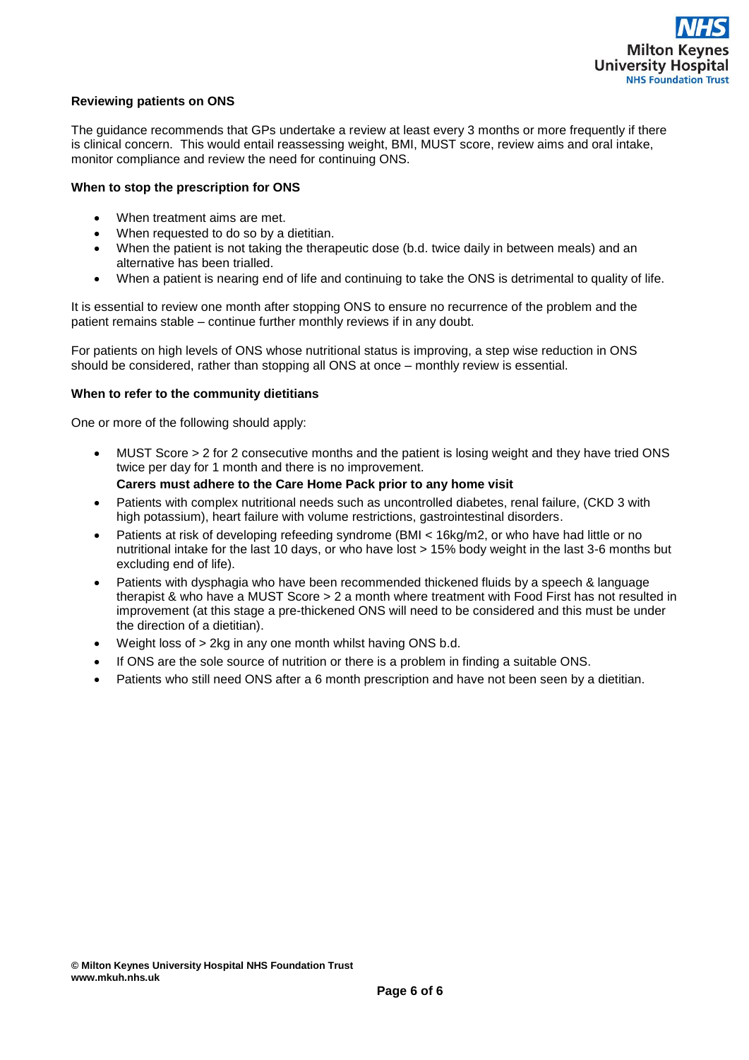**Reviewing patients on ONS**

The guidance recommends that GPs undertake a review at least every 3 months or more frequently if there is clinical concern. This would entail reassessing weight, BMI, MUST score, review aims and oral intake, monitor compliance and review the need for continuing ONS.

**When to stop the prescription for ONS**

- When treatment aims are met.
- When requested to do so by a dietitian.
- When the patient is not taking the therapeutic dose (b.d. twice daily in between meals) and an alternative has been trialled.
- When a patient is nearing end of life and continuing to take the ONS is detrimental to quality of life.

It is essential to review one month after stopping ONS to ensure no recurrence of the problem and the patient remains stable – continue further monthly reviews if in any doubt.

For patients on high levels of ONS whose nutritional status is improving, a step wise reduction in ONS should be considered, rather than stopping all ONS at once – monthly review is essential.

**When to refer to the community dietitians**

One or more of the following should apply:

- MUST Score > 2 for 2 consecutive months and the patient is losing weight and they have tried ONS twice per day for 1 month and there is no improvement.
  **Carers must adhere to the Care Home Pack prior to any home visit**
- Patients with complex nutritional needs such as uncontrolled diabetes, renal failure, (CKD 3 with high potassium), heart failure with volume restrictions, gastrointestinal disorders.
- Patients at risk of developing refeeding syndrome (BMI < 16kg/m2, or who have had little or no nutritional intake for the last 10 days, or who have lost > 15% body weight in the last 3-6 months but excluding end of life).
- Patients with dysphagia who have been recommended thickened fluids by a speech & language therapist & who have a MUST Score > 2 a month where treatment with Food First has not resulted in improvement (at this stage a pre-thickened ONS will need to be considered and this must be under the direction of a dietitian).
- Weight loss of > 2kg in any one month whilst having ONS b.d.
- If ONS are the sole source of nutrition or there is a problem in finding a suitable ONS.
- Patients who still need ONS after a 6 month prescription and have not been seen by a dietitian.

**© Milton Keynes University Hospital NHS Foundation Trust**
**www.mkuh.nhs.uk**